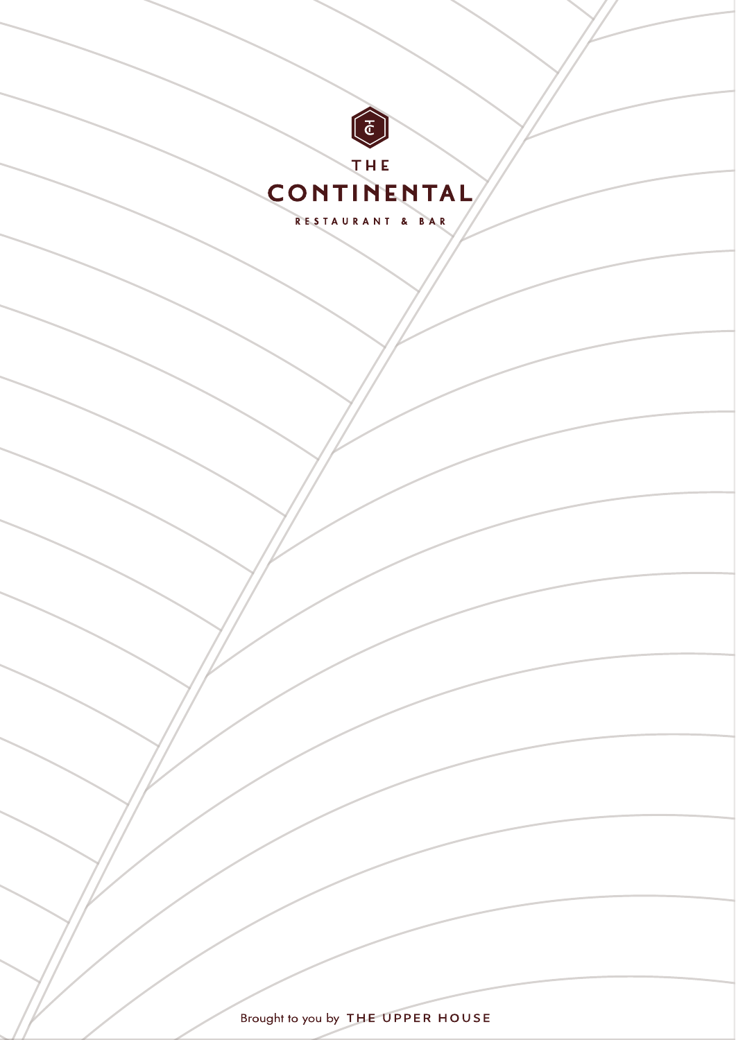THE

# CONTINENTAL

RESTAURANT & BAR

Brought to you by THE UPPER HOUSE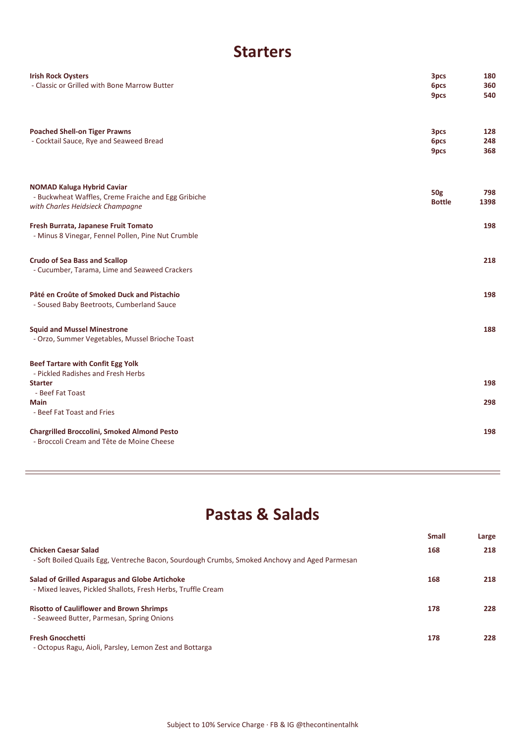# Starters

| | | |
|---|---|---|
| **Irish Rock Oysters**<br>- Classic or Grilled with Bone Marrow Butter | **3pcs**<br>**6pcs**<br>**9pcs** | **180**<br>**360**<br>**540** |
| **Poached Shell-on Tiger Prawns**<br>- Cocktail Sauce, Rye and Seaweed Bread | **3pcs**<br>**6pcs**<br>**9pcs** | **128**<br>**248**<br>**368** |
| **NOMAD Kaluga Hybrid Caviar**<br>- Buckwheat Waffles, Creme Fraiche and Egg Gribiche<br>*with Charles Heidsieck Champagne* | **50g**<br>**Bottle** | **798**<br>**1398** |
| **Fresh Burrata, Japanese Fruit Tomato**<br>- Minus 8 Vinegar, Fennel Pollen, Pine Nut Crumble | | **198** |
| **Crudo of Sea Bass and Scallop**<br>- Cucumber, Tarama, Lime and Seaweed Crackers | | **218** |
| **Pâté en Croûte of Smoked Duck and Pistachio**<br>- Soused Baby Beetroots, Cumberland Sauce | | **198** |
| **Squid and Mussel Minestrone**<br>- Orzo, Summer Vegetables, Mussel Brioche Toast | | **188** |
| **Beef Tartare with Confit Egg Yolk**<br>- Pickled Radishes and Fresh Herbs | | |
| **Starter**<br>- Beef Fat Toast | | **198** |
| **Main**<br>- Beef Fat Toast and Fries | | **298** |
| **Chargrilled Broccolini, Smoked Almond Pesto**<br>- Broccoli Cream and Tête de Moine Cheese | | **198** |

# Pastas & Salads

| | Small | Large |
|---|---|---|
| **Chicken Caesar Salad**<br>- Soft Boiled Quails Egg, Ventreche Bacon, Sourdough Crumbs, Smoked Anchovy and Aged Parmesan | **168** | **218** |
| **Salad of Grilled Asparagus and Globe Artichoke**<br>- Mixed leaves, Pickled Shallots, Fresh Herbs, Truffle Cream | **168** | **218** |
| **Risotto of Cauliflower and Brown Shrimps**<br>- Seaweed Butter, Parmesan, Spring Onions | **178** | **228** |
| **Fresh Gnocchetti**<br>- Octopus Ragu, Aioli, Parsley, Lemon Zest and Bottarga | **178** | **228** |

Subject to 10% Service Charge · FB & IG @thecontinentalhk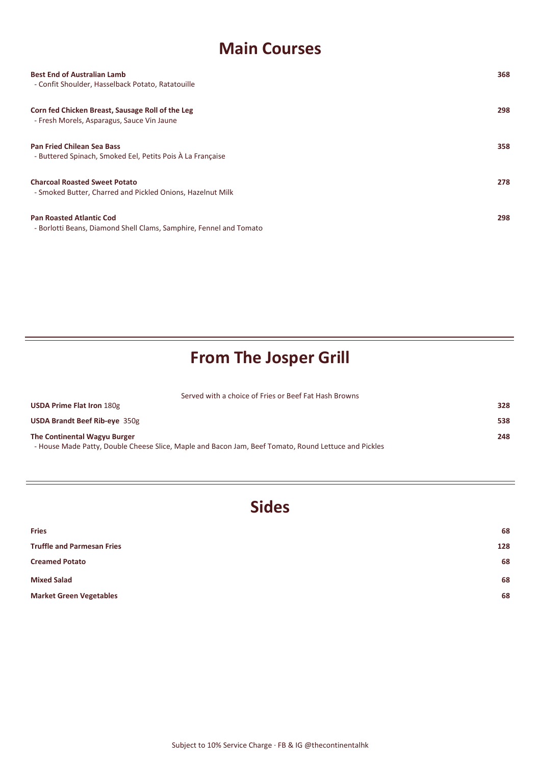# Main Courses

**Best End of Australian Lamb** **368**
- Confit Shoulder, Hasselback Potato, Ratatouille

**Corn fed Chicken Breast, Sausage Roll of the Leg** **298**
- Fresh Morels, Asparagus, Sauce Vin Jaune

**Pan Fried Chilean Sea Bass** **358**
- Buttered Spinach, Smoked Eel, Petits Pois À La Française

**Charcoal Roasted Sweet Potato** **278**
- Smoked Butter, Charred and Pickled Onions, Hazelnut Milk

**Pan Roasted Atlantic Cod** **298**
- Borlotti Beans, Diamond Shell Clams, Samphire, Fennel and Tomato

---

# From The Josper Grill

Served with a choice of Fries or Beef Fat Hash Browns

**USDA Prime Flat Iron** 180g **328**

**USDA Brandt Beef Rib-eye** 350g **538**

**The Continental Wagyu Burger** **248**
- House Made Patty, Double Cheese Slice, Maple and Bacon Jam, Beef Tomato, Round Lettuce and Pickles

---

# Sides

**Fries** **68**

**Truffle and Parmesan Fries** **128**

**Creamed Potato** **68**

**Mixed Salad** **68**

**Market Green Vegetables** **68**

Subject to 10% Service Charge · FB & IG @thecontinentalhk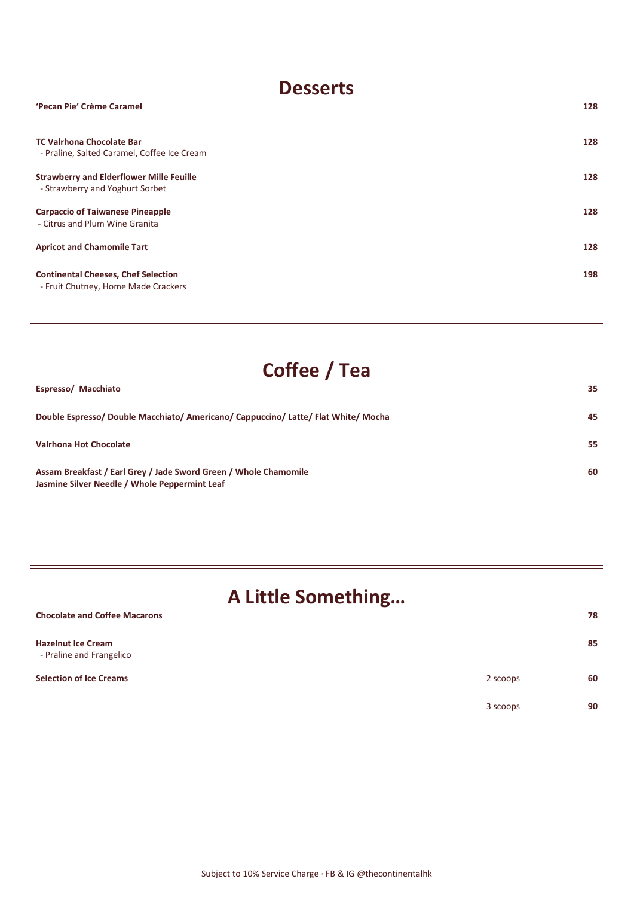# Desserts

| | |
|---|---|
| **'Pecan Pie' Crème Caramel** | **128** |
| **TC Valrhona Chocolate Bar**<br>- Praline, Salted Caramel, Coffee Ice Cream | **128** |
| **Strawberry and Elderflower Mille Feuille**<br>- Strawberry and Yoghurt Sorbet | **128** |
| **Carpaccio of Taiwanese Pineapple**<br>- Citrus and Plum Wine Granita | **128** |
| **Apricot and Chamomile Tart** | **128** |
| **Continental Cheeses, Chef Selection**<br>- Fruit Chutney, Home Made Crackers | **198** |

---

# Coffee / Tea

| | |
|---|---|
| **Espresso/ Macchiato** | **35** |
| **Double Espresso/ Double Macchiato/ Americano/ Cappuccino/ Latte/ Flat White/ Mocha** | **45** |
| **Valrhona Hot Chocolate** | **55** |
| **Assam Breakfast / Earl Grey / Jade Sword Green / Whole Chamomile**<br>**Jasmine Silver Needle / Whole Peppermint Leaf** | **60** |

---

# A Little Something…

| | | |
|---|---|---|
| **Chocolate and Coffee Macarons** | | **78** |
| **Hazelnut Ice Cream**<br>- Praline and Frangelico | | **85** |
| **Selection of Ice Creams** | 2 scoops | **60** |
| | 3 scoops | **90** |

Subject to 10% Service Charge · FB & IG @thecontinentalhk